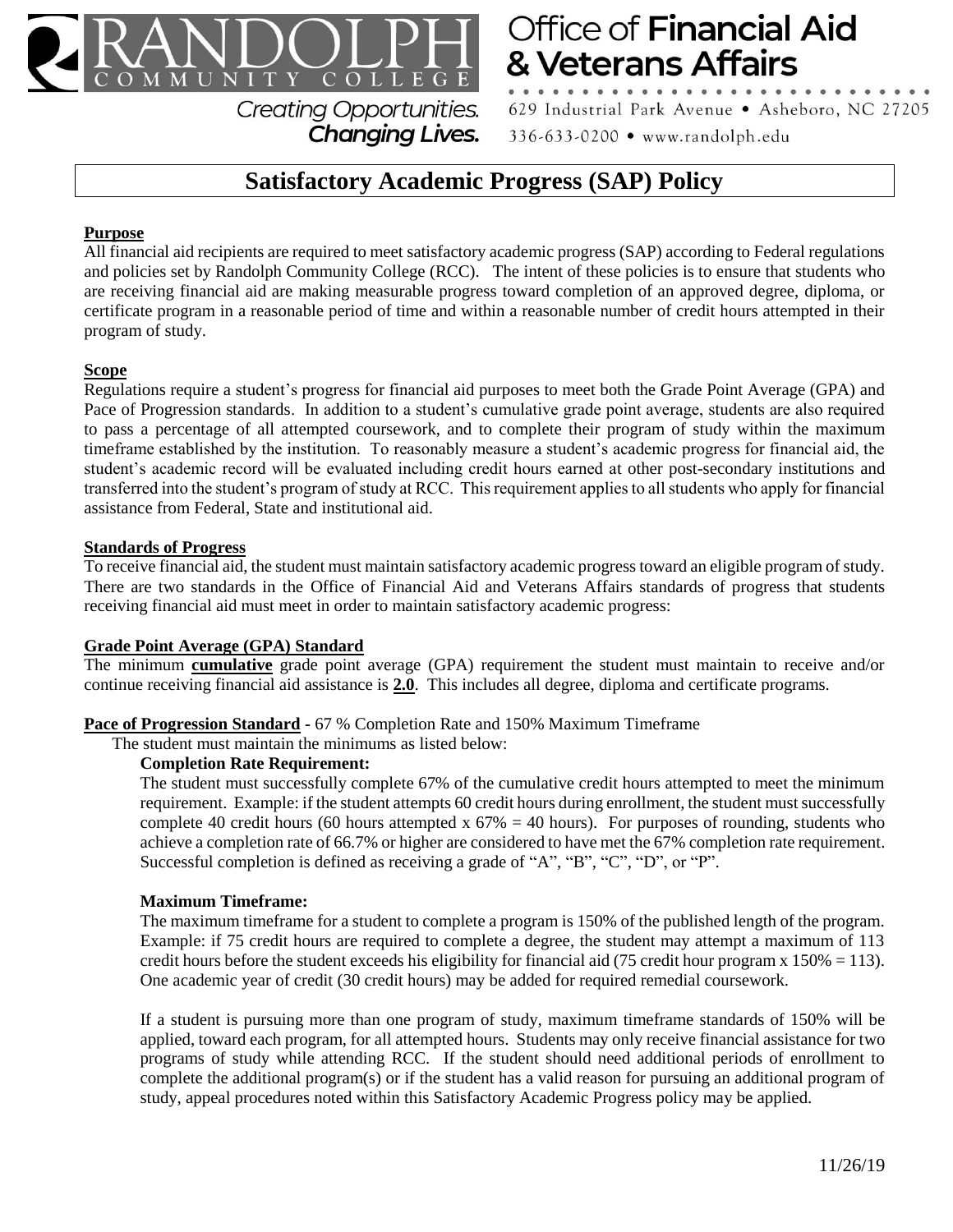# Randolph Community College

Creating Opportunities. *Changing Lives.*

## Office of Financial Aid & Veterans Affairs

629 Industrial Park Avenue • Asheboro, NC 27205

336-633-0200 • www.randolph.edu

# Satisfactory Academic Progress (SAP) Policy

**Purpose**

All financial aid recipients are required to meet satisfactory academic progress (SAP) according to Federal regulations and policies set by Randolph Community College (RCC). The intent of these policies is to ensure that students who are receiving financial aid are making measurable progress toward completion of an approved degree, diploma, or certificate program in a reasonable period of time and within a reasonable number of credit hours attempted in their program of study.

**Scope**

Regulations require a student's progress for financial aid purposes to meet both the Grade Point Average (GPA) and Pace of Progression standards. In addition to a student's cumulative grade point average, students are also required to pass a percentage of all attempted coursework, and to complete their program of study within the maximum timeframe established by the institution. To reasonably measure a student's academic progress for financial aid, the student's academic record will be evaluated including credit hours earned at other post-secondary institutions and transferred into the student's program of study at RCC. This requirement applies to all students who apply for financial assistance from Federal, State and institutional aid.

**Standards of Progress**

To receive financial aid, the student must maintain satisfactory academic progress toward an eligible program of study. There are two standards in the Office of Financial Aid and Veterans Affairs standards of progress that students receiving financial aid must meet in order to maintain satisfactory academic progress:

**Grade Point Average (GPA) Standard**

The minimum **cumulative** grade point average (GPA) requirement the student must maintain to receive and/or continue receiving financial aid assistance is **2.0**. This includes all degree, diploma and certificate programs.

**Pace of Progression Standard** - 67 % Completion Rate and 150% Maximum Timeframe

The student must maintain the minimums as listed below:

**Completion Rate Requirement:**

The student must successfully complete 67% of the cumulative credit hours attempted to meet the minimum requirement. Example: if the student attempts 60 credit hours during enrollment, the student must successfully complete 40 credit hours (60 hours attempted x 67% = 40 hours). For purposes of rounding, students who achieve a completion rate of 66.7% or higher are considered to have met the 67% completion rate requirement. Successful completion is defined as receiving a grade of "A", "B", "C", "D", or "P".

**Maximum Timeframe:**

The maximum timeframe for a student to complete a program is 150% of the published length of the program. Example: if 75 credit hours are required to complete a degree, the student may attempt a maximum of 113 credit hours before the student exceeds his eligibility for financial aid (75 credit hour program x 150% = 113). One academic year of credit (30 credit hours) may be added for required remedial coursework.

If a student is pursuing more than one program of study, maximum timeframe standards of 150% will be applied, toward each program, for all attempted hours. Students may only receive financial assistance for two programs of study while attending RCC. If the student should need additional periods of enrollment to complete the additional program(s) or if the student has a valid reason for pursuing an additional program of study, appeal procedures noted within this Satisfactory Academic Progress policy may be applied.

11/26/19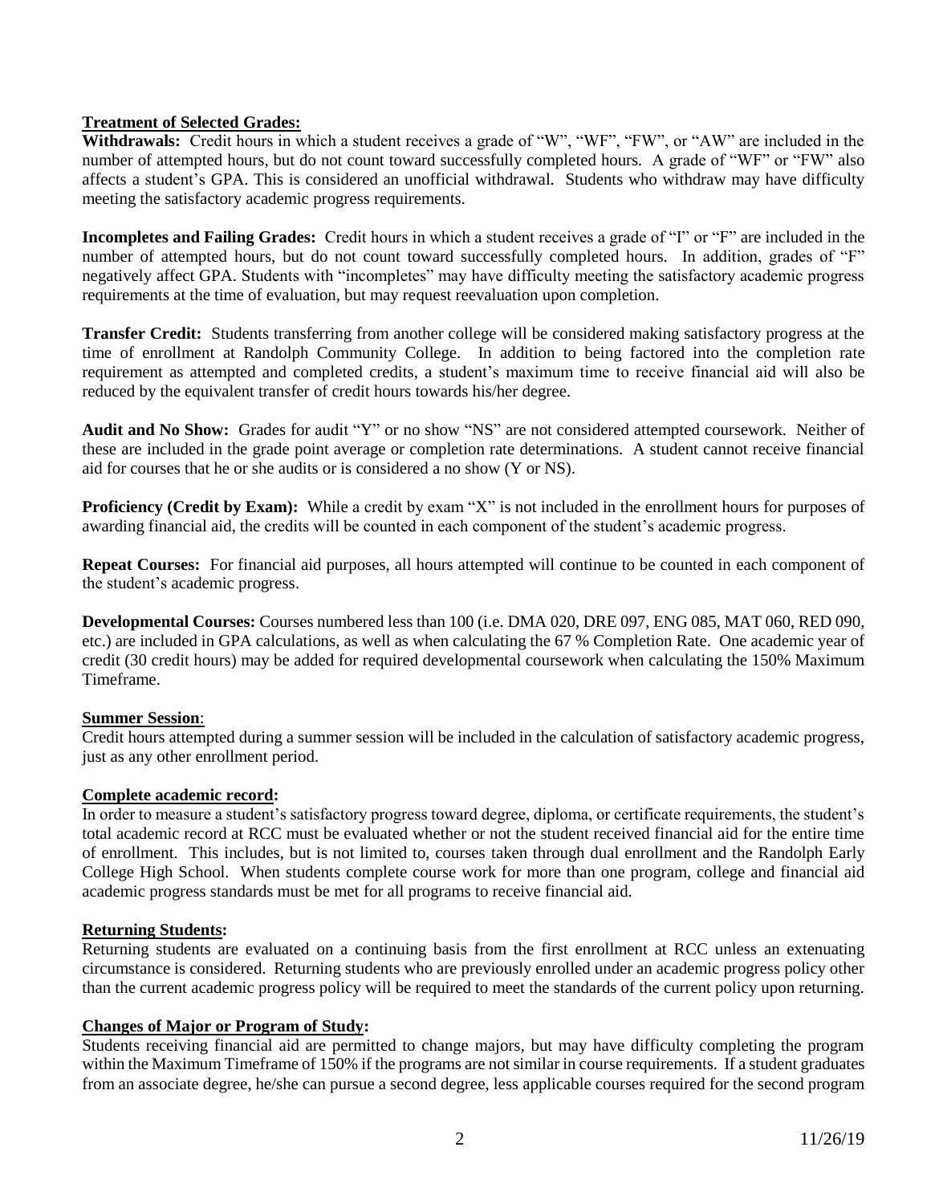**Treatment of Selected Grades:**

**Withdrawals:** Credit hours in which a student receives a grade of "W", "WF", "FW", or "AW" are included in the number of attempted hours, but do not count toward successfully completed hours. A grade of "WF" or "FW" also affects a student's GPA. This is considered an unofficial withdrawal. Students who withdraw may have difficulty meeting the satisfactory academic progress requirements.

**Incompletes and Failing Grades:** Credit hours in which a student receives a grade of "I" or "F" are included in the number of attempted hours, but do not count toward successfully completed hours. In addition, grades of "F" negatively affect GPA. Students with "incompletes" may have difficulty meeting the satisfactory academic progress requirements at the time of evaluation, but may request reevaluation upon completion.

**Transfer Credit:** Students transferring from another college will be considered making satisfactory progress at the time of enrollment at Randolph Community College. In addition to being factored into the completion rate requirement as attempted and completed credits, a student's maximum time to receive financial aid will also be reduced by the equivalent transfer of credit hours towards his/her degree.

**Audit and No Show:** Grades for audit "Y" or no show "NS" are not considered attempted coursework. Neither of these are included in the grade point average or completion rate determinations. A student cannot receive financial aid for courses that he or she audits or is considered a no show (Y or NS).

**Proficiency (Credit by Exam):** While a credit by exam "X" is not included in the enrollment hours for purposes of awarding financial aid, the credits will be counted in each component of the student's academic progress.

**Repeat Courses:** For financial aid purposes, all hours attempted will continue to be counted in each component of the student's academic progress.

**Developmental Courses:** Courses numbered less than 100 (i.e. DMA 020, DRE 097, ENG 085, MAT 060, RED 090, etc.) are included in GPA calculations, as well as when calculating the 67 % Completion Rate. One academic year of credit (30 credit hours) may be added for required developmental coursework when calculating the 150% Maximum Timeframe.

**Summer Session**:

Credit hours attempted during a summer session will be included in the calculation of satisfactory academic progress, just as any other enrollment period.

**Complete academic record:**

In order to measure a student's satisfactory progress toward degree, diploma, or certificate requirements, the student's total academic record at RCC must be evaluated whether or not the student received financial aid for the entire time of enrollment. This includes, but is not limited to, courses taken through dual enrollment and the Randolph Early College High School. When students complete course work for more than one program, college and financial aid academic progress standards must be met for all programs to receive financial aid.

**Returning Students:**

Returning students are evaluated on a continuing basis from the first enrollment at RCC unless an extenuating circumstance is considered. Returning students who are previously enrolled under an academic progress policy other than the current academic progress policy will be required to meet the standards of the current policy upon returning.

**Changes of Major or Program of Study:**

Students receiving financial aid are permitted to change majors, but may have difficulty completing the program within the Maximum Timeframe of 150% if the programs are not similar in course requirements. If a student graduates from an associate degree, he/she can pursue a second degree, less applicable courses required for the second program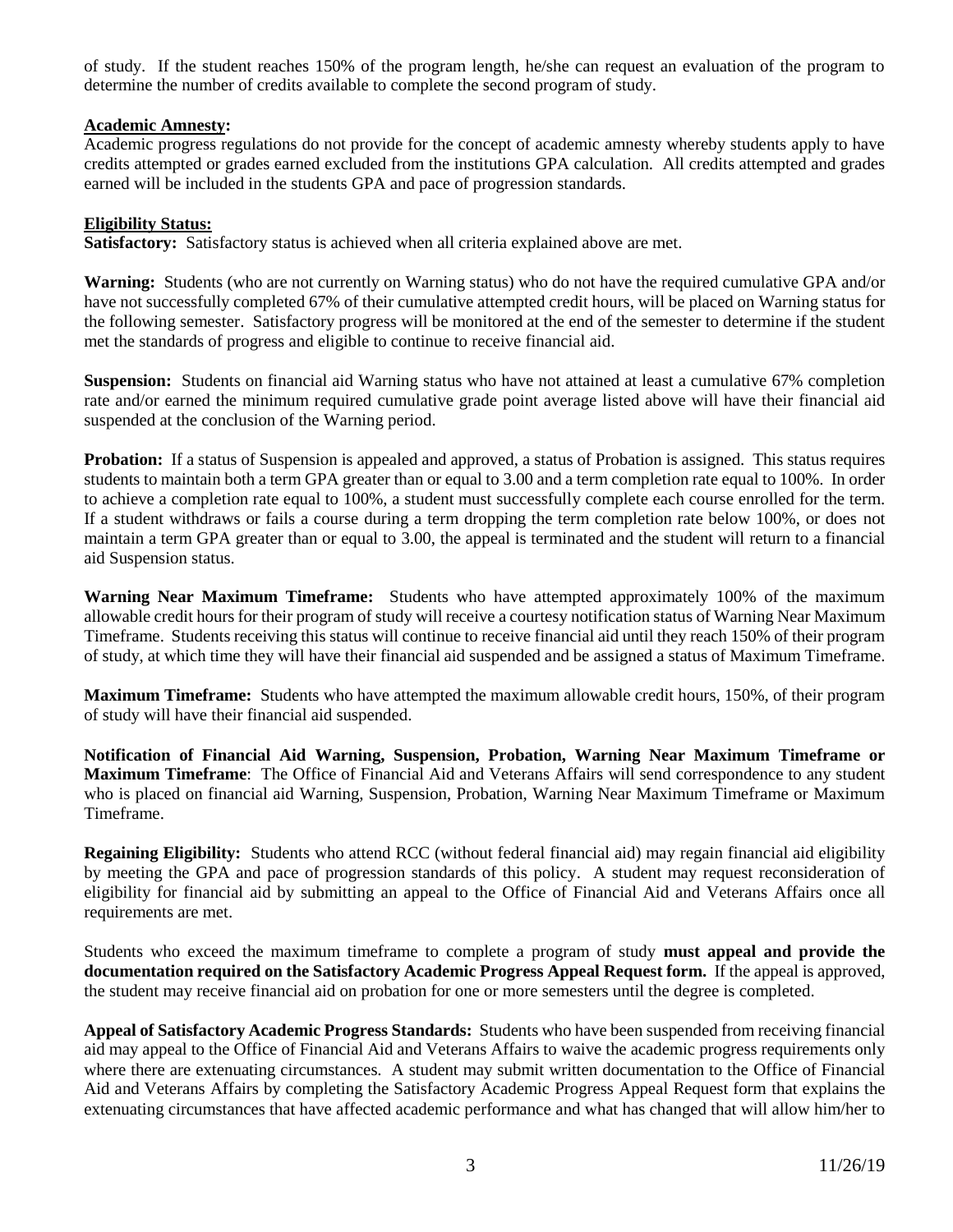of study. If the student reaches 150% of the program length, he/she can request an evaluation of the program to determine the number of credits available to complete the second program of study.

**Academic Amnesty:**

Academic progress regulations do not provide for the concept of academic amnesty whereby students apply to have credits attempted or grades earned excluded from the institutions GPA calculation. All credits attempted and grades earned will be included in the students GPA and pace of progression standards.

**Eligibility Status:**

**Satisfactory:** Satisfactory status is achieved when all criteria explained above are met.

**Warning:** Students (who are not currently on Warning status) who do not have the required cumulative GPA and/or have not successfully completed 67% of their cumulative attempted credit hours, will be placed on Warning status for the following semester. Satisfactory progress will be monitored at the end of the semester to determine if the student met the standards of progress and eligible to continue to receive financial aid.

**Suspension:** Students on financial aid Warning status who have not attained at least a cumulative 67% completion rate and/or earned the minimum required cumulative grade point average listed above will have their financial aid suspended at the conclusion of the Warning period.

**Probation:** If a status of Suspension is appealed and approved, a status of Probation is assigned. This status requires students to maintain both a term GPA greater than or equal to 3.00 and a term completion rate equal to 100%. In order to achieve a completion rate equal to 100%, a student must successfully complete each course enrolled for the term. If a student withdraws or fails a course during a term dropping the term completion rate below 100%, or does not maintain a term GPA greater than or equal to 3.00, the appeal is terminated and the student will return to a financial aid Suspension status.

**Warning Near Maximum Timeframe:** Students who have attempted approximately 100% of the maximum allowable credit hours for their program of study will receive a courtesy notification status of Warning Near Maximum Timeframe. Students receiving this status will continue to receive financial aid until they reach 150% of their program of study, at which time they will have their financial aid suspended and be assigned a status of Maximum Timeframe.

**Maximum Timeframe:** Students who have attempted the maximum allowable credit hours, 150%, of their program of study will have their financial aid suspended.

**Notification of Financial Aid Warning, Suspension, Probation, Warning Near Maximum Timeframe or Maximum Timeframe**: The Office of Financial Aid and Veterans Affairs will send correspondence to any student who is placed on financial aid Warning, Suspension, Probation, Warning Near Maximum Timeframe or Maximum Timeframe.

**Regaining Eligibility:** Students who attend RCC (without federal financial aid) may regain financial aid eligibility by meeting the GPA and pace of progression standards of this policy. A student may request reconsideration of eligibility for financial aid by submitting an appeal to the Office of Financial Aid and Veterans Affairs once all requirements are met.

Students who exceed the maximum timeframe to complete a program of study **must appeal and provide the documentation required on the Satisfactory Academic Progress Appeal Request form.** If the appeal is approved, the student may receive financial aid on probation for one or more semesters until the degree is completed.

**Appeal of Satisfactory Academic Progress Standards:** Students who have been suspended from receiving financial aid may appeal to the Office of Financial Aid and Veterans Affairs to waive the academic progress requirements only where there are extenuating circumstances. A student may submit written documentation to the Office of Financial Aid and Veterans Affairs by completing the Satisfactory Academic Progress Appeal Request form that explains the extenuating circumstances that have affected academic performance and what has changed that will allow him/her to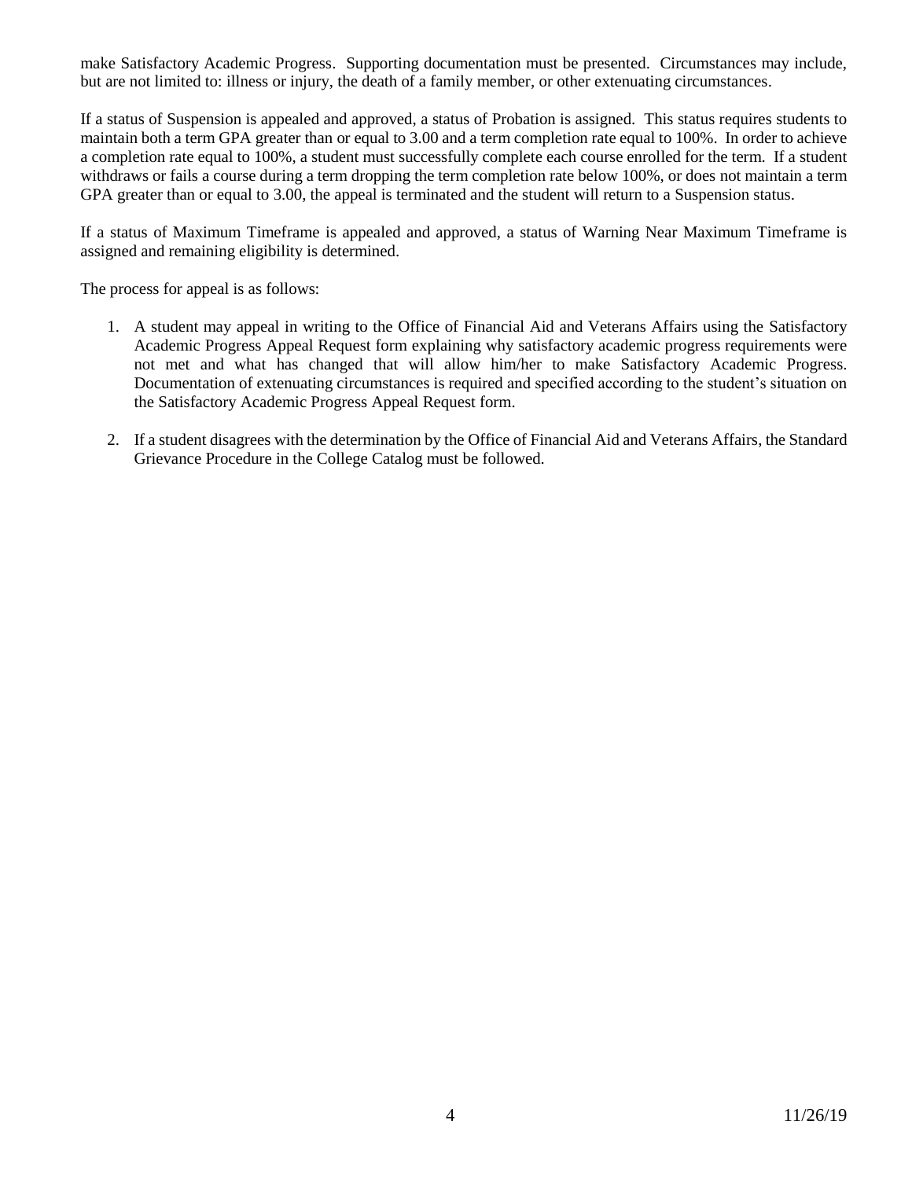make Satisfactory Academic Progress. Supporting documentation must be presented. Circumstances may include, but are not limited to: illness or injury, the death of a family member, or other extenuating circumstances.

If a status of Suspension is appealed and approved, a status of Probation is assigned. This status requires students to maintain both a term GPA greater than or equal to 3.00 and a term completion rate equal to 100%. In order to achieve a completion rate equal to 100%, a student must successfully complete each course enrolled for the term. If a student withdraws or fails a course during a term dropping the term completion rate below 100%, or does not maintain a term GPA greater than or equal to 3.00, the appeal is terminated and the student will return to a Suspension status.

If a status of Maximum Timeframe is appealed and approved, a status of Warning Near Maximum Timeframe is assigned and remaining eligibility is determined.

The process for appeal is as follows:

1. A student may appeal in writing to the Office of Financial Aid and Veterans Affairs using the Satisfactory Academic Progress Appeal Request form explaining why satisfactory academic progress requirements were not met and what has changed that will allow him/her to make Satisfactory Academic Progress. Documentation of extenuating circumstances is required and specified according to the student's situation on the Satisfactory Academic Progress Appeal Request form.

2. If a student disagrees with the determination by the Office of Financial Aid and Veterans Affairs, the Standard Grievance Procedure in the College Catalog must be followed.